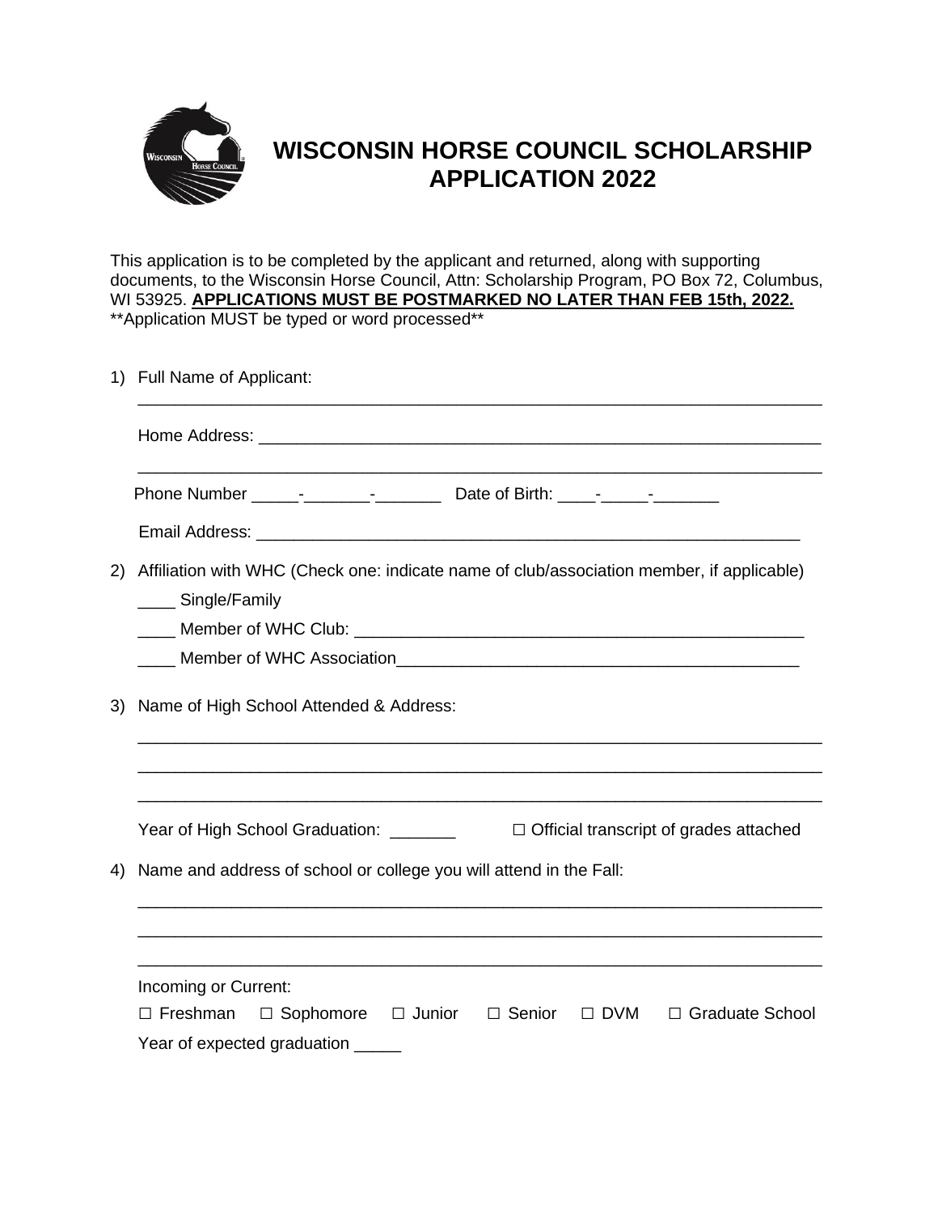# WISCONSIN HORSE COUNCIL SCHOLARSHIP APPLICATION 2022

This application is to be completed by the applicant and returned, along with supporting documents, to the Wisconsin Horse Council, Attn: Scholarship Program, PO Box 72, Columbus, WI 53925. **APPLICATIONS MUST BE POSTMARKED NO LATER THAN FEB 15th, 2022.**
**Application MUST be typed or word processed**

1) Full Name of Applicant:

   ___________________________________________________________________________

   Home Address: _______________________________________________________________

   ___________________________________________________________________________

   Phone Number _____-_______-_______ Date of Birth: ____-_____-_______

   Email Address: ______________________________________________________________

2) Affiliation with WHC (Check one: indicate name of club/association member, if applicable)

   ____ Single/Family

   ____ Member of WHC Club: _____________________________________________

   ____ Member of WHC Association_________________________________________

3) Name of High School Attended & Address:

   ___________________________________________________________________________

   ___________________________________________________________________________

   ___________________________________________________________________________

   Year of High School Graduation: _______ ☐ Official transcript of grades attached

4) Name and address of school or college you will attend in the Fall:

   ___________________________________________________________________________

   ___________________________________________________________________________

   ___________________________________________________________________________

   Incoming or Current:

   ☐ Freshman ☐ Sophomore ☐ Junior ☐ Senior ☐ DVM ☐ Graduate School

   Year of expected graduation _____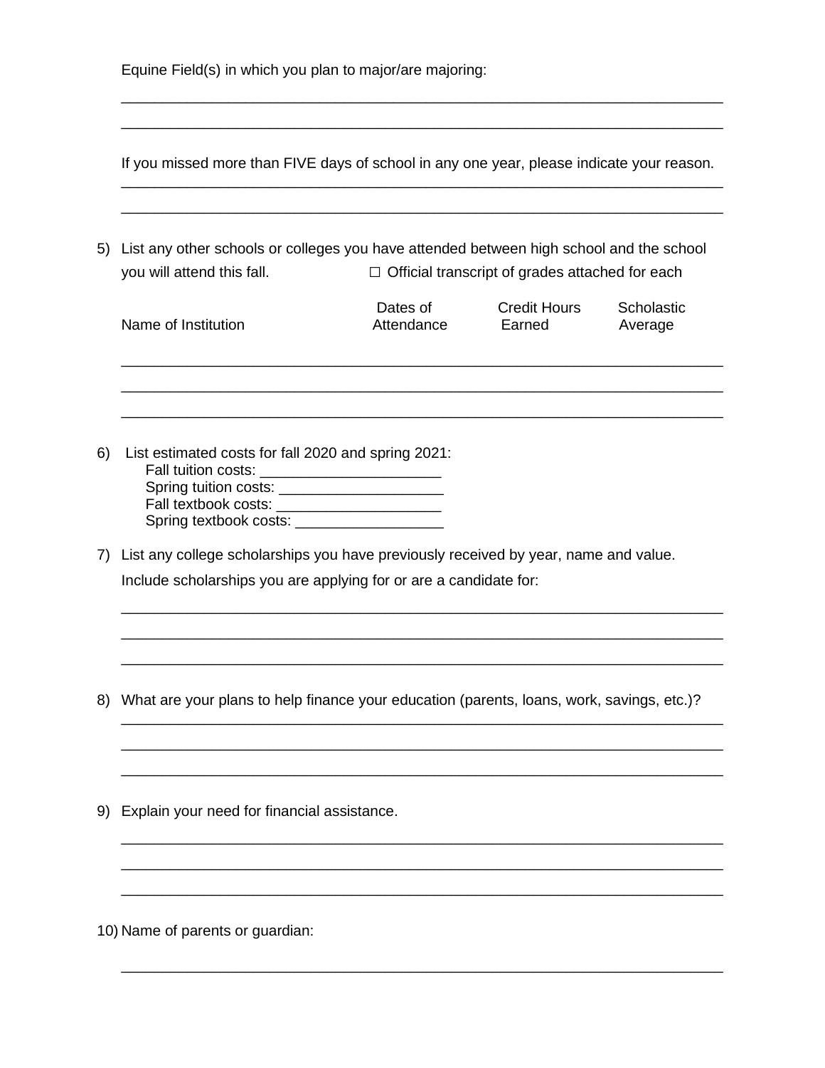Equine Field(s) in which you plan to major/are majoring:

\_\_\_\_\_\_\_\_\_\_\_\_\_\_\_\_\_\_\_\_\_\_\_\_\_\_\_\_\_\_\_\_\_\_\_\_\_\_\_\_\_\_\_\_\_\_\_\_\_\_\_\_\_\_\_\_\_\_\_\_\_\_\_\_\_\_\_\_\_\_

\_\_\_\_\_\_\_\_\_\_\_\_\_\_\_\_\_\_\_\_\_\_\_\_\_\_\_\_\_\_\_\_\_\_\_\_\_\_\_\_\_\_\_\_\_\_\_\_\_\_\_\_\_\_\_\_\_\_\_\_\_\_\_\_\_\_\_\_\_\_

If you missed more than FIVE days of school in any one year, please indicate your reason.

\_\_\_\_\_\_\_\_\_\_\_\_\_\_\_\_\_\_\_\_\_\_\_\_\_\_\_\_\_\_\_\_\_\_\_\_\_\_\_\_\_\_\_\_\_\_\_\_\_\_\_\_\_\_\_\_\_\_\_\_\_\_\_\_\_\_\_\_\_\_

\_\_\_\_\_\_\_\_\_\_\_\_\_\_\_\_\_\_\_\_\_\_\_\_\_\_\_\_\_\_\_\_\_\_\_\_\_\_\_\_\_\_\_\_\_\_\_\_\_\_\_\_\_\_\_\_\_\_\_\_\_\_\_\_\_\_\_\_\_\_

5) List any other schools or colleges you have attended between high school and the school you will attend this fall. ☐ Official transcript of grades attached for each

| Name of Institution | Dates of Attendance | Credit Hours Earned | Scholastic Average |
|---|---|---|---|
| | | | |
| | | | |
| | | | |

6) List estimated costs for fall 2020 and spring 2021:
   - Fall tuition costs: \_\_\_\_\_\_\_\_\_\_\_\_\_\_\_\_\_\_\_\_\_\_
   - Spring tuition costs: \_\_\_\_\_\_\_\_\_\_\_\_\_\_\_\_\_\_\_\_
   - Fall textbook costs: \_\_\_\_\_\_\_\_\_\_\_\_\_\_\_\_\_\_\_\_
   - Spring textbook costs: \_\_\_\_\_\_\_\_\_\_\_\_\_\_\_\_\_\_

7) List any college scholarships you have previously received by year, name and value. Include scholarships you are applying for or are a candidate for:

\_\_\_\_\_\_\_\_\_\_\_\_\_\_\_\_\_\_\_\_\_\_\_\_\_\_\_\_\_\_\_\_\_\_\_\_\_\_\_\_\_\_\_\_\_\_\_\_\_\_\_\_\_\_\_\_\_\_\_\_\_\_\_\_\_\_\_\_\_\_

\_\_\_\_\_\_\_\_\_\_\_\_\_\_\_\_\_\_\_\_\_\_\_\_\_\_\_\_\_\_\_\_\_\_\_\_\_\_\_\_\_\_\_\_\_\_\_\_\_\_\_\_\_\_\_\_\_\_\_\_\_\_\_\_\_\_\_\_\_\_

\_\_\_\_\_\_\_\_\_\_\_\_\_\_\_\_\_\_\_\_\_\_\_\_\_\_\_\_\_\_\_\_\_\_\_\_\_\_\_\_\_\_\_\_\_\_\_\_\_\_\_\_\_\_\_\_\_\_\_\_\_\_\_\_\_\_\_\_\_\_

8) What are your plans to help finance your education (parents, loans, work, savings, etc.)?

\_\_\_\_\_\_\_\_\_\_\_\_\_\_\_\_\_\_\_\_\_\_\_\_\_\_\_\_\_\_\_\_\_\_\_\_\_\_\_\_\_\_\_\_\_\_\_\_\_\_\_\_\_\_\_\_\_\_\_\_\_\_\_\_\_\_\_\_\_\_

\_\_\_\_\_\_\_\_\_\_\_\_\_\_\_\_\_\_\_\_\_\_\_\_\_\_\_\_\_\_\_\_\_\_\_\_\_\_\_\_\_\_\_\_\_\_\_\_\_\_\_\_\_\_\_\_\_\_\_\_\_\_\_\_\_\_\_\_\_\_

\_\_\_\_\_\_\_\_\_\_\_\_\_\_\_\_\_\_\_\_\_\_\_\_\_\_\_\_\_\_\_\_\_\_\_\_\_\_\_\_\_\_\_\_\_\_\_\_\_\_\_\_\_\_\_\_\_\_\_\_\_\_\_\_\_\_\_\_\_\_

9) Explain your need for financial assistance.

\_\_\_\_\_\_\_\_\_\_\_\_\_\_\_\_\_\_\_\_\_\_\_\_\_\_\_\_\_\_\_\_\_\_\_\_\_\_\_\_\_\_\_\_\_\_\_\_\_\_\_\_\_\_\_\_\_\_\_\_\_\_\_\_\_\_\_\_\_\_

\_\_\_\_\_\_\_\_\_\_\_\_\_\_\_\_\_\_\_\_\_\_\_\_\_\_\_\_\_\_\_\_\_\_\_\_\_\_\_\_\_\_\_\_\_\_\_\_\_\_\_\_\_\_\_\_\_\_\_\_\_\_\_\_\_\_\_\_\_\_

\_\_\_\_\_\_\_\_\_\_\_\_\_\_\_\_\_\_\_\_\_\_\_\_\_\_\_\_\_\_\_\_\_\_\_\_\_\_\_\_\_\_\_\_\_\_\_\_\_\_\_\_\_\_\_\_\_\_\_\_\_\_\_\_\_\_\_\_\_\_

10) Name of parents or guardian:

\_\_\_\_\_\_\_\_\_\_\_\_\_\_\_\_\_\_\_\_\_\_\_\_\_\_\_\_\_\_\_\_\_\_\_\_\_\_\_\_\_\_\_\_\_\_\_\_\_\_\_\_\_\_\_\_\_\_\_\_\_\_\_\_\_\_\_\_\_\_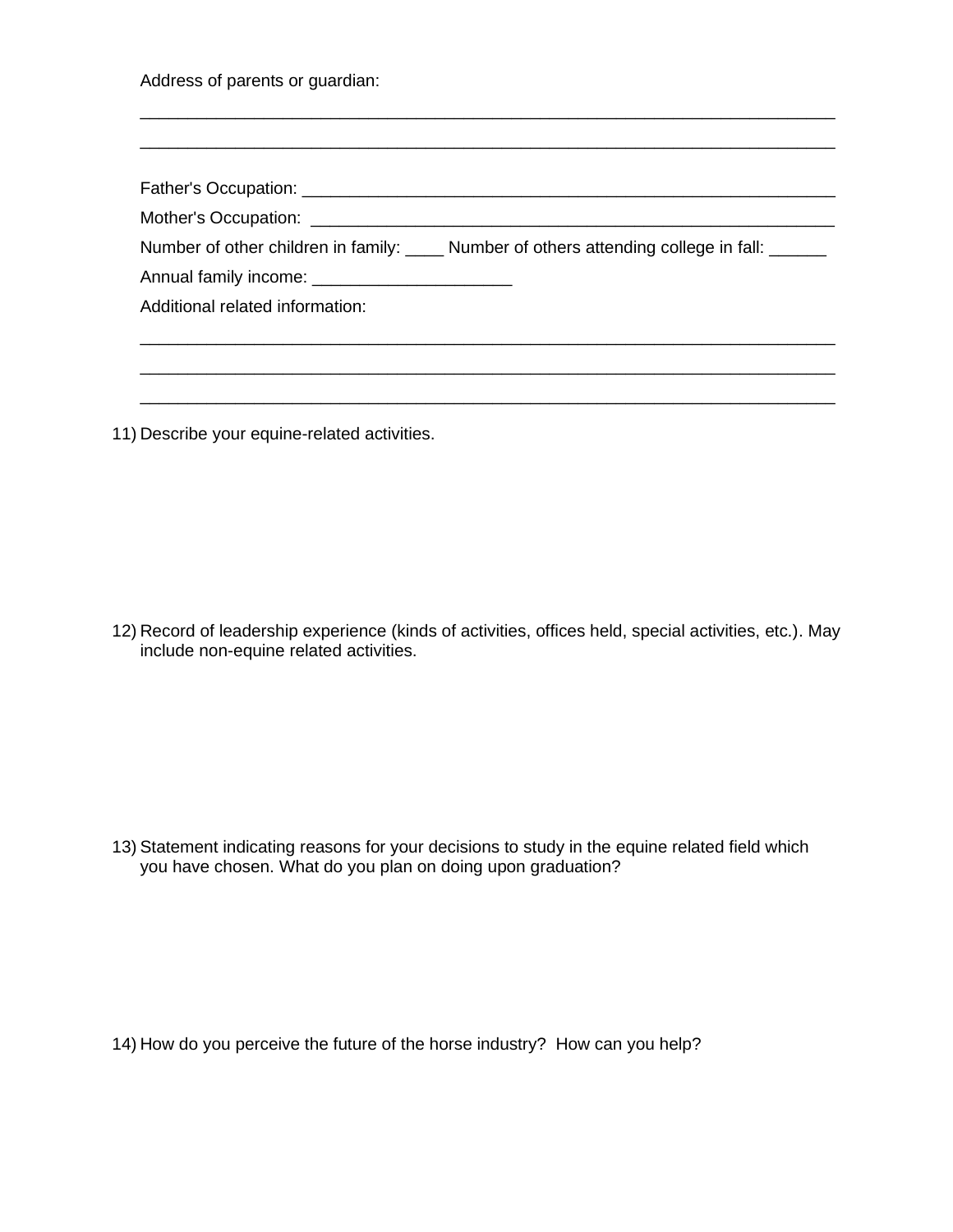Address of parents or guardian:

___________________________________________________________________________

___________________________________________________________________________

Father's Occupation: ________________________________________________________

Mother's Occupation: _______________________________________________________

Number of other children in family: ____ Number of others attending college in fall: ______

Annual family income: _____________________

Additional related information:

___________________________________________________________________________

___________________________________________________________________________

___________________________________________________________________________

11) Describe your equine-related activities.

12) Record of leadership experience (kinds of activities, offices held, special activities, etc.). May include non-equine related activities.

13) Statement indicating reasons for your decisions to study in the equine related field which you have chosen. What do you plan on doing upon graduation?

14) How do you perceive the future of the horse industry? How can you help?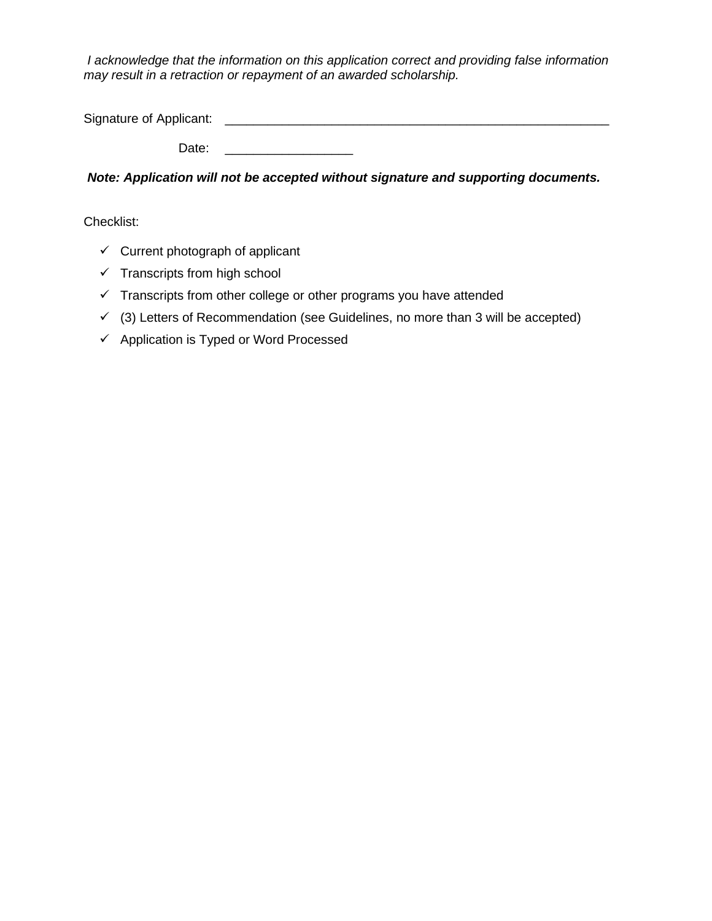*I acknowledge that the information on this application correct and providing false information may result in a retraction or repayment of an awarded scholarship.*

Signature of Applicant: ________________________________________________________

Date: __________________

***Note: Application will not be accepted without signature and supporting documents.***

Checklist:

- ✓ Current photograph of applicant
- ✓ Transcripts from high school
- ✓ Transcripts from other college or other programs you have attended
- ✓ (3) Letters of Recommendation (see Guidelines, no more than 3 will be accepted)
- ✓ Application is Typed or Word Processed